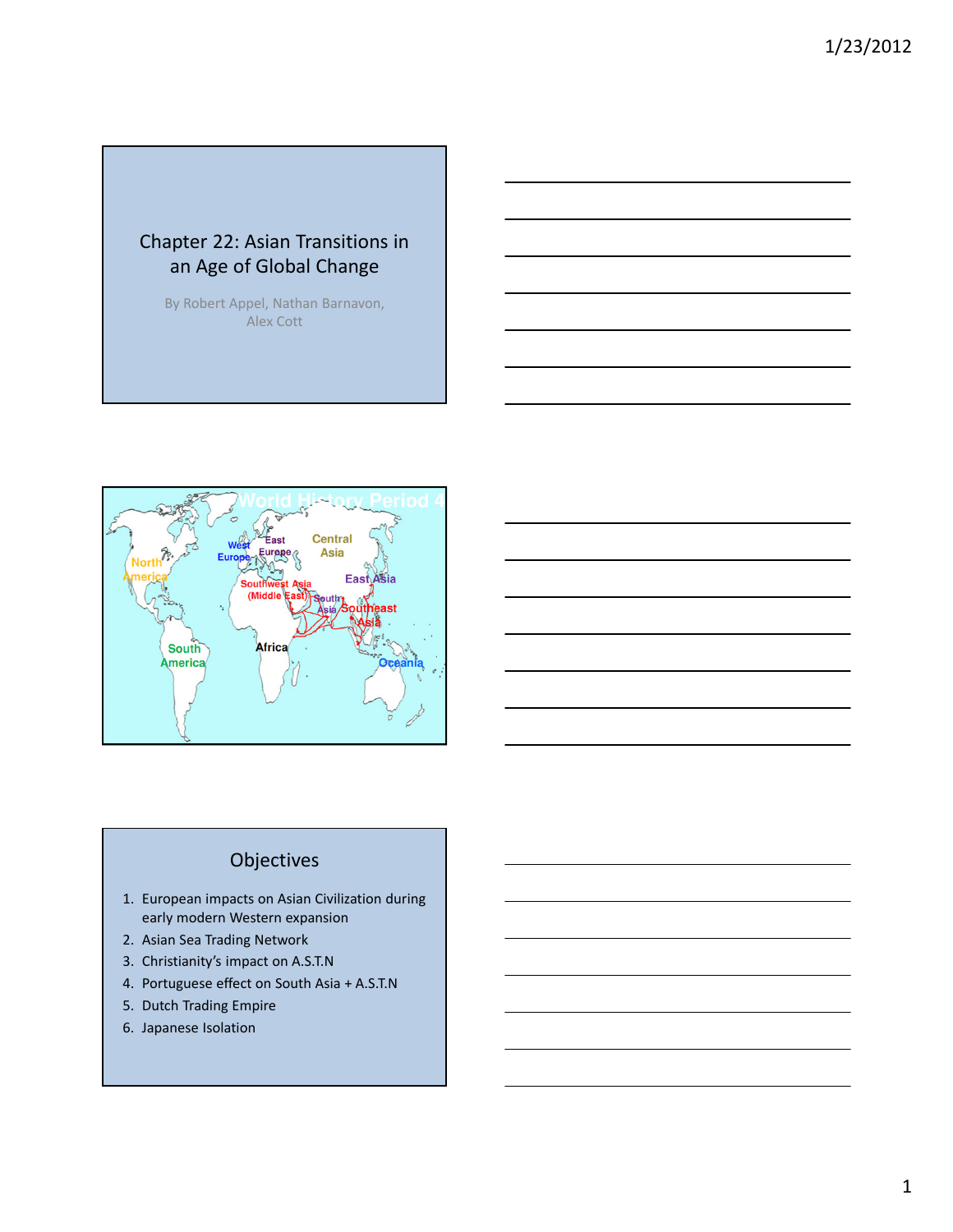# Chapter 22: Asian Transitions in an Age of Global Change

By Robert Appel, Nathan Barnavon, Alex Cott

World History Period 4

North America

South America

West Europe

East Europe

Central Asia

East Asia

Southwest Asia (Middle East)

South Asia

Southeast Asia

Africa

Oceania

## Objectives

1. European impacts on Asian Civilization during early modern Western expansion
2. Asian Sea Trading Network
3. Christianity's impact on A.S.T.N
4. Portuguese effect on South Asia + A.S.T.N
5. Dutch Trading Empire
6. Japanese Isolation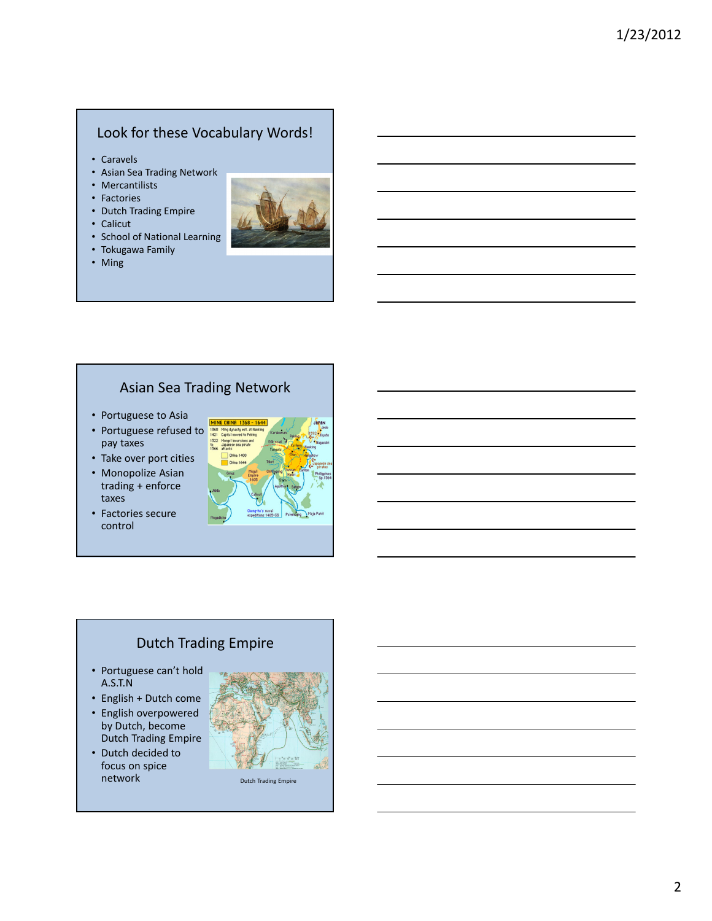## Look for these Vocabulary Words!

- Caravels
- Asian Sea Trading Network
- Mercantilists
- Factories
- Dutch Trading Empire
- Calicut
- School of National Learning
- Tokugawa Family
- Ming

## Asian Sea Trading Network

- Portuguese to Asia
- Portuguese refused to pay taxes
- Take over port cities
- Monopolize Asian trading + enforce taxes
- Factories secure control

## Dutch Trading Empire

- Portuguese can't hold A.S.T.N
- English + Dutch come
- English overpowered by Dutch, become Dutch Trading Empire
- Dutch decided to focus on spice network

Dutch Trading Empire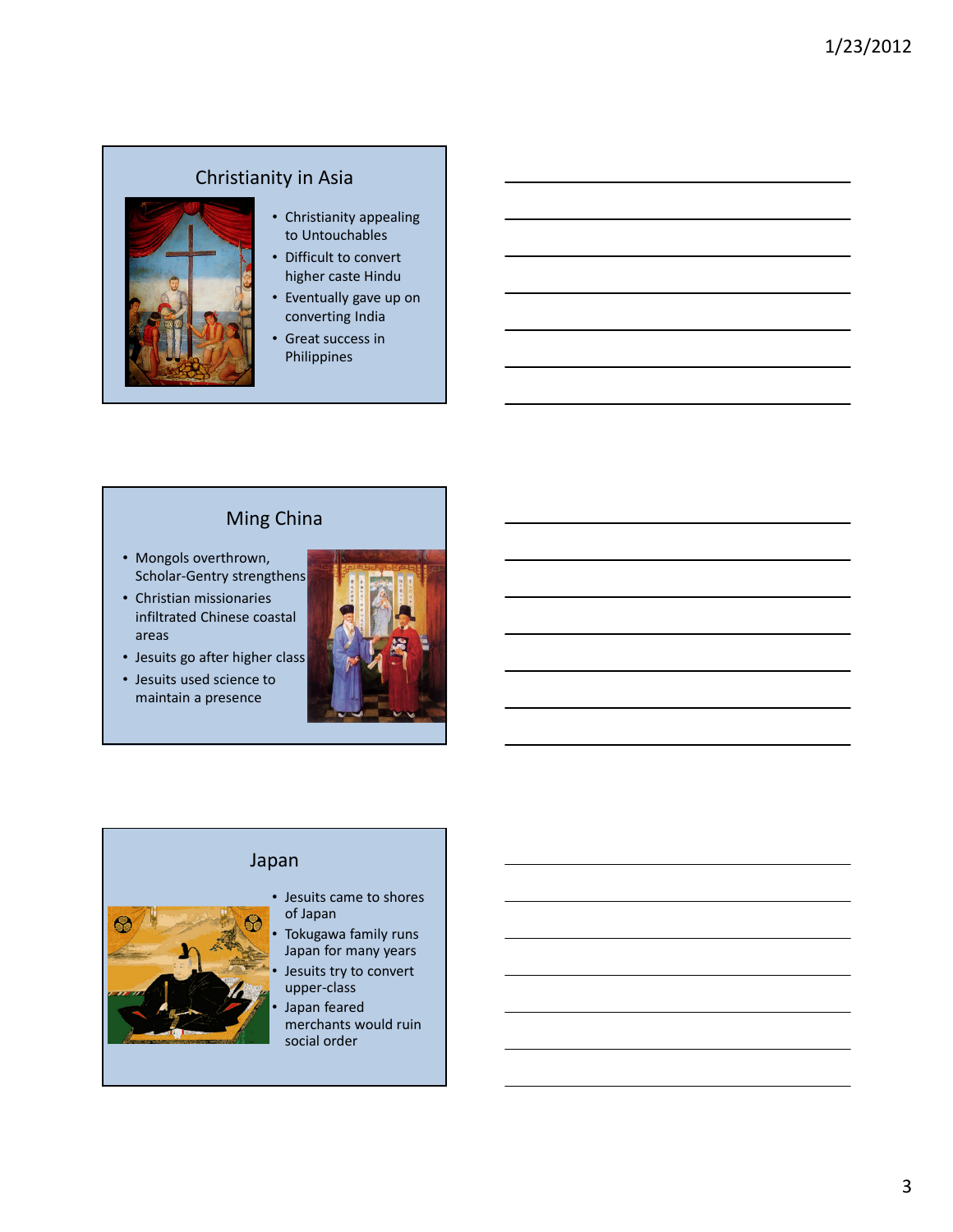## Christianity in Asia

- Christianity appealing to Untouchables
- Difficult to convert higher caste Hindu
- Eventually gave up on converting India
- Great success in Philippines

## Ming China

- Mongols overthrown, Scholar-Gentry strengthens
- Christian missionaries infiltrated Chinese coastal areas
- Jesuits go after higher class
- Jesuits used science to maintain a presence

## Japan

- Jesuits came to shores of Japan
- Tokugawa family runs Japan for many years
- Jesuits try to convert upper-class
- Japan feared merchants would ruin social order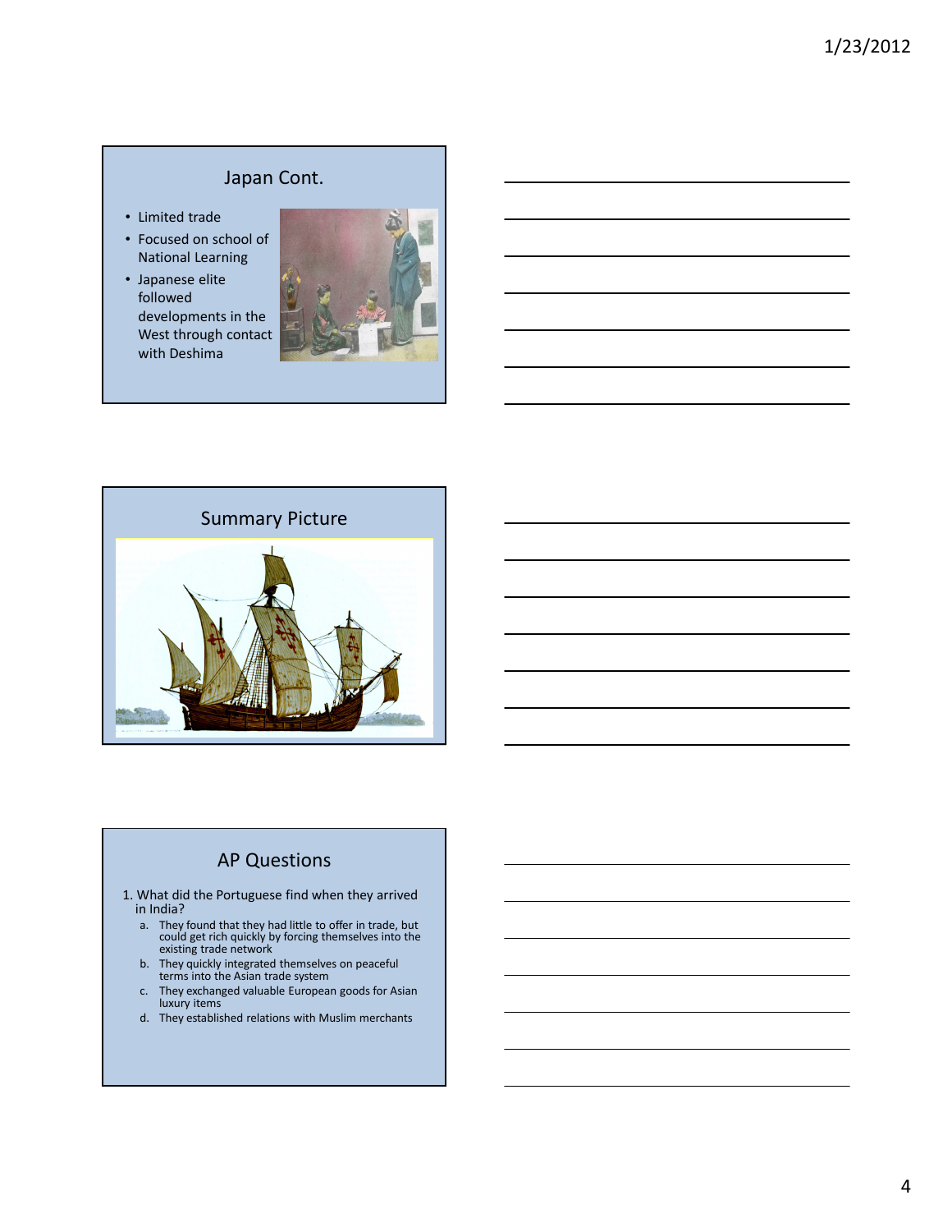## Japan Cont.

- Limited trade
- Focused on school of National Learning
- Japanese elite followed developments in the West through contact with Deshima

## Summary Picture

## AP Questions

1. What did the Portuguese find when they arrived in India?
   a. They found that they had little to offer in trade, but could get rich quickly by forcing themselves into the existing trade network
   b. They quickly integrated themselves on peaceful terms into the Asian trade system
   c. They exchanged valuable European goods for Asian luxury items
   d. They established relations with Muslim merchants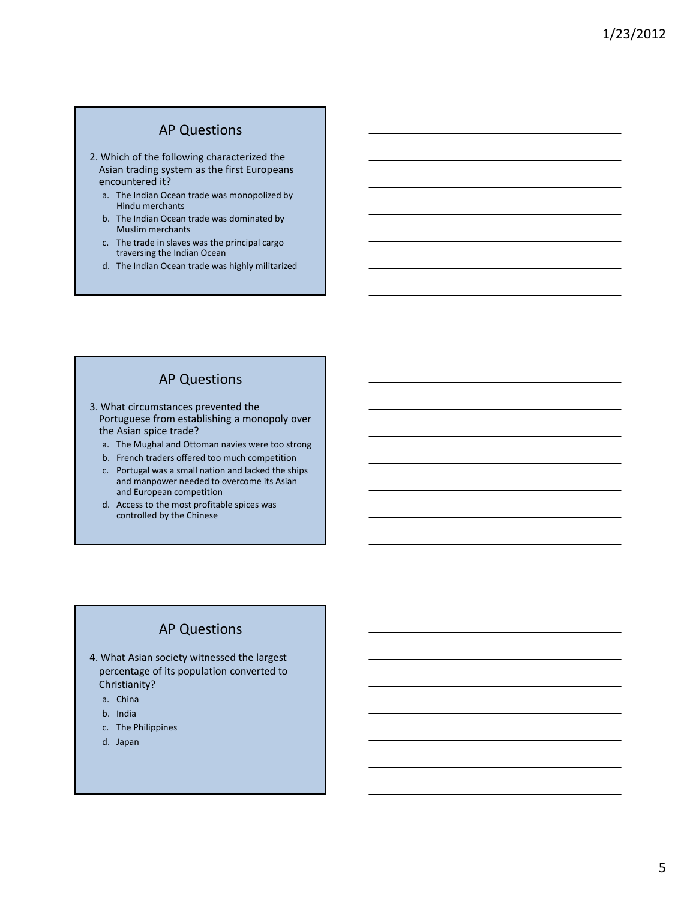## AP Questions

2. Which of the following characterized the Asian trading system as the first Europeans encountered it?
   a. The Indian Ocean trade was monopolized by Hindu merchants
   b. The Indian Ocean trade was dominated by Muslim merchants
   c. The trade in slaves was the principal cargo traversing the Indian Ocean
   d. The Indian Ocean trade was highly militarized

## AP Questions

3. What circumstances prevented the Portuguese from establishing a monopoly over the Asian spice trade?
   a. The Mughal and Ottoman navies were too strong
   b. French traders offered too much competition
   c. Portugal was a small nation and lacked the ships and manpower needed to overcome its Asian and European competition
   d. Access to the most profitable spices was controlled by the Chinese

## AP Questions

4. What Asian society witnessed the largest percentage of its population converted to Christianity?
   a. China
   b. India
   c. The Philippines
   d. Japan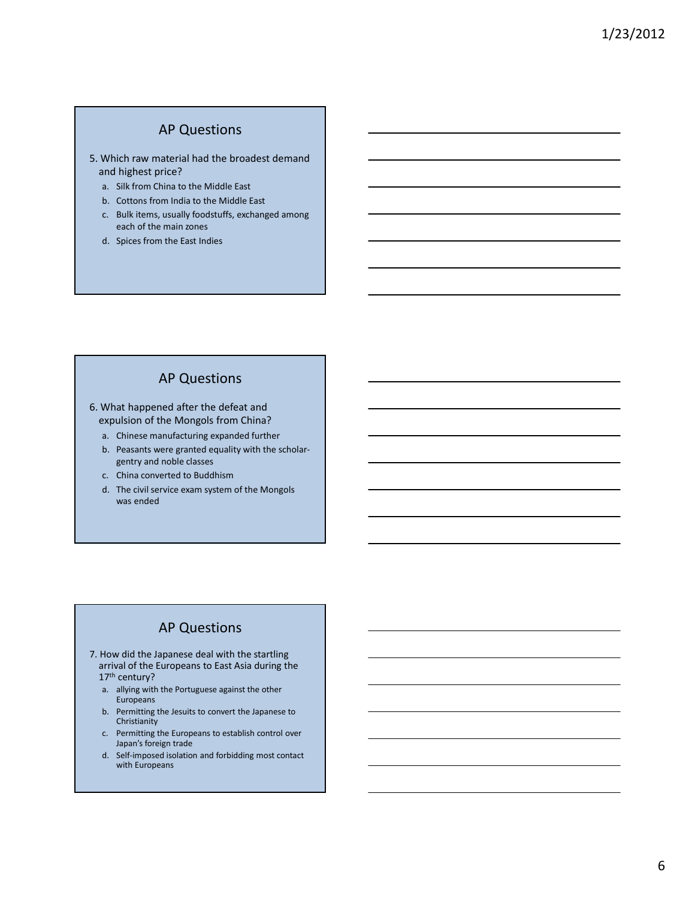## AP Questions

5. Which raw material had the broadest demand and highest price?
   a. Silk from China to the Middle East
   b. Cottons from India to the Middle East
   c. Bulk items, usually foodstuffs, exchanged among each of the main zones
   d. Spices from the East Indies

## AP Questions

6. What happened after the defeat and expulsion of the Mongols from China?
   a. Chinese manufacturing expanded further
   b. Peasants were granted equality with the scholar-gentry and noble classes
   c. China converted to Buddhism
   d. The civil service exam system of the Mongols was ended

## AP Questions

7. How did the Japanese deal with the startling arrival of the Europeans to East Asia during the 17th century?
   a. allying with the Portuguese against the other Europeans
   b. Permitting the Jesuits to convert the Japanese to Christianity
   c. Permitting the Europeans to establish control over Japan's foreign trade
   d. Self-imposed isolation and forbidding most contact with Europeans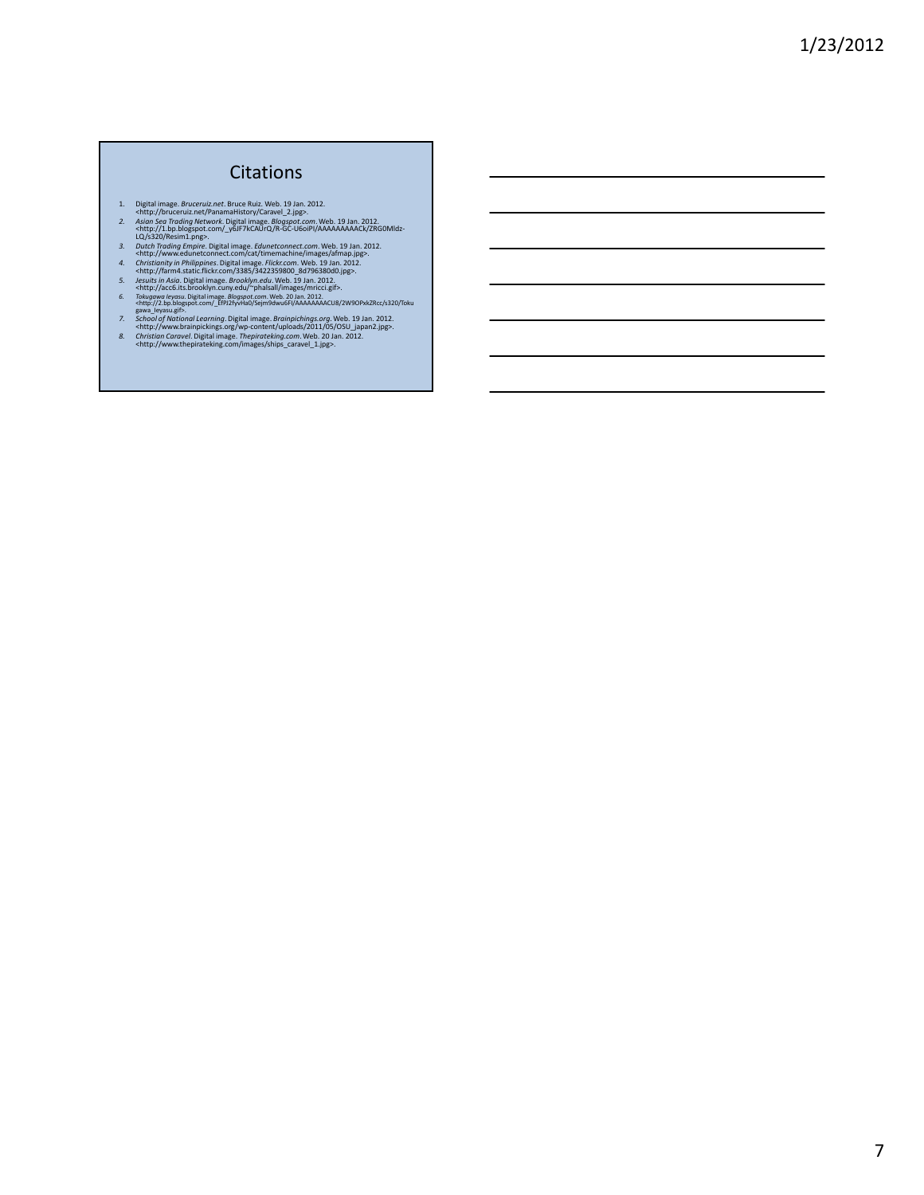# Citations

1. Digital image. *Bruceruiz.net*. Bruce Ruiz. Web. 19 Jan. 2012. <http://bruceruiz.net/PanamaHistory/Caravel_2.jpg>.
2. *Asian Sea Trading Network*. Digital image. *Blogspot.com*. Web. 19 Jan. 2012. <http://1.bp.blogspot.com/_y6JF7kCAUrQ/R-GC-U6oiPI/AAAAAAAAACk/ZRG0Mldz-LQ/s320/Resim1.png>.
3. *Dutch Trading Empire*. Digital image. *Edunetconnect.com*. Web. 19 Jan. 2012. <http://www.edunetconnect.com/cat/timemachine/images/afmap.jpg>.
4. *Christianity in Philippines*. Digital image. *Flickr.com*. Web. 19 Jan. 2012. <http://farm4.static.flickr.com/3385/3422359800_8d796380d0.jpg>.
5. *Jesuits in Asia*. Digital image. *Brooklyn.edu*. Web. 19 Jan. 2012. <http://acc6.its.brooklyn.cuny.edu/~phalsall/images/mricci.gif>.
6. *Tokugawa Ieyasu*. Digital image. *Blogspot.com*. Web. 20 Jan. 2012. <http://2.bp.blogspot.com/_EfPJ2fyvHa0/Sejm9dwu6FI/AAAAAAAACU8/2W9OPxkZRcc/s320/Tokugawa_Ieyasu.gif>.
7. *School of National Learning*. Digital image. *Brainpichings.org*. Web. 19 Jan. 2012. <http://www.brainpickings.org/wp-content/uploads/2011/05/OSU_japan2.jpg>.
8. *Christian Caravel*. Digital image. *Thepirateking.com*. Web. 20 Jan. 2012. <http://www.thepirateking.com/images/ships_caravel_1.jpg>.